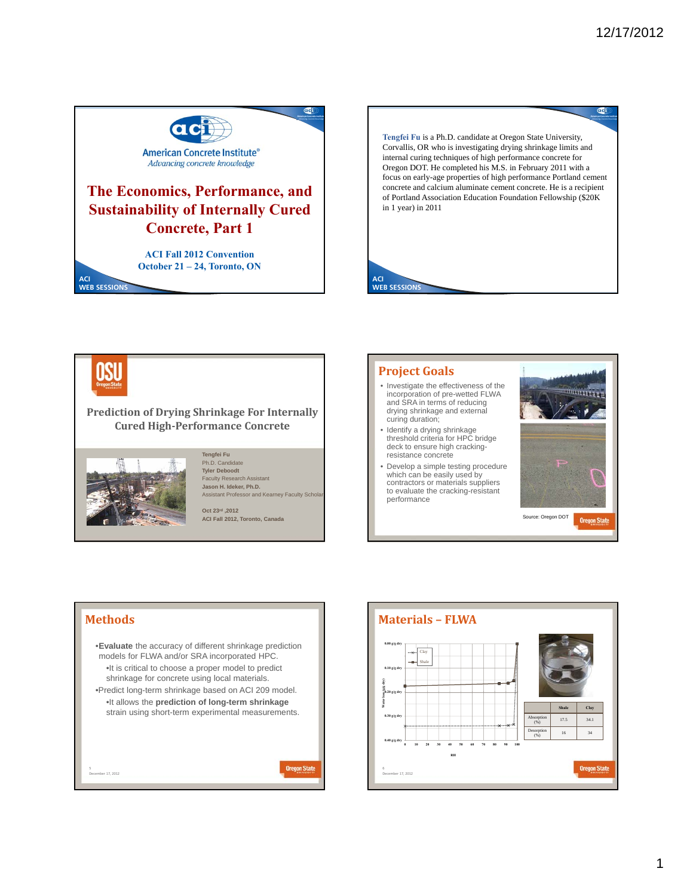## Slide 1

American Concrete Institute®
*Advancing concrete knowledge*

# The Economics, Performance, and Sustainability of Internally Cured Concrete, Part 1

**ACI Fall 2012 Convention**
**October 21 – 24, Toronto, ON**

ACI WEB SESSIONS

## Slide 2

**Tengfei Fu** is a Ph.D. candidate at Oregon State University, Corvallis, OR who is investigating drying shrinkage limits and internal curing techniques of high performance concrete for Oregon DOT. He completed his M.S. in February 2011 with a focus on early-age properties of high performance Portland cement concrete and calcium aluminate cement concrete. He is a recipient of Portland Association Education Foundation Fellowship ($20K in 1 year) in 2011

ACI WEB SESSIONS

## Slide 3

OSU Oregon State University

### Prediction of Drying Shrinkage For Internally Cured High-Performance Concrete

**Tengfei Fu**
Ph.D. Candidate
**Tyler Deboodt**
Faculty Research Assistant
**Jason H. Ideker, Ph.D.**
Assistant Professor and Kearney Faculty Scholar

**Oct 23rd ,2012**
**ACI Fall 2012, Toronto, Canada**

## Slide 4

### Project Goals

- Investigate the effectiveness of the incorporation of pre-wetted FLWA and SRA in terms of reducing drying shrinkage and external curing duration;
- Identify a drying shrinkage threshold criteria for HPC bridge deck to ensure high cracking-resistance concrete
- Develop a simple testing procedure which can be easily used by contractors or materials suppliers to evaluate the cracking-resistant performance

Source: Oregon DOT

Oregon State University

## Slide 5

### Methods

- **Evaluate** the accuracy of different shrinkage prediction models for FLWA and/or SRA incorporated HPC.
  - It is critical to choose a proper model to predict shrinkage for concrete using local materials.
- Predict long-term shrinkage based on ACI 209 model.
  - It allows the **prediction of long-term shrinkage** strain using short-term experimental measurements.

December 17, 2012

Oregon State University

## Slide 6

### Materials – FLWA

(Chart: Water loss (g/g dry) vs. RH; y-axis 0.00 g/g dry to 0.40 g/g dry; x-axis 0 to 100; legend: Clay, Shale)

| | Shale | Clay |
|---|---|---|
| Absorption (%) | 17.5 | 34.1 |
| Desorption (%) | 16 | 34 |

December 17, 2012

Oregon State University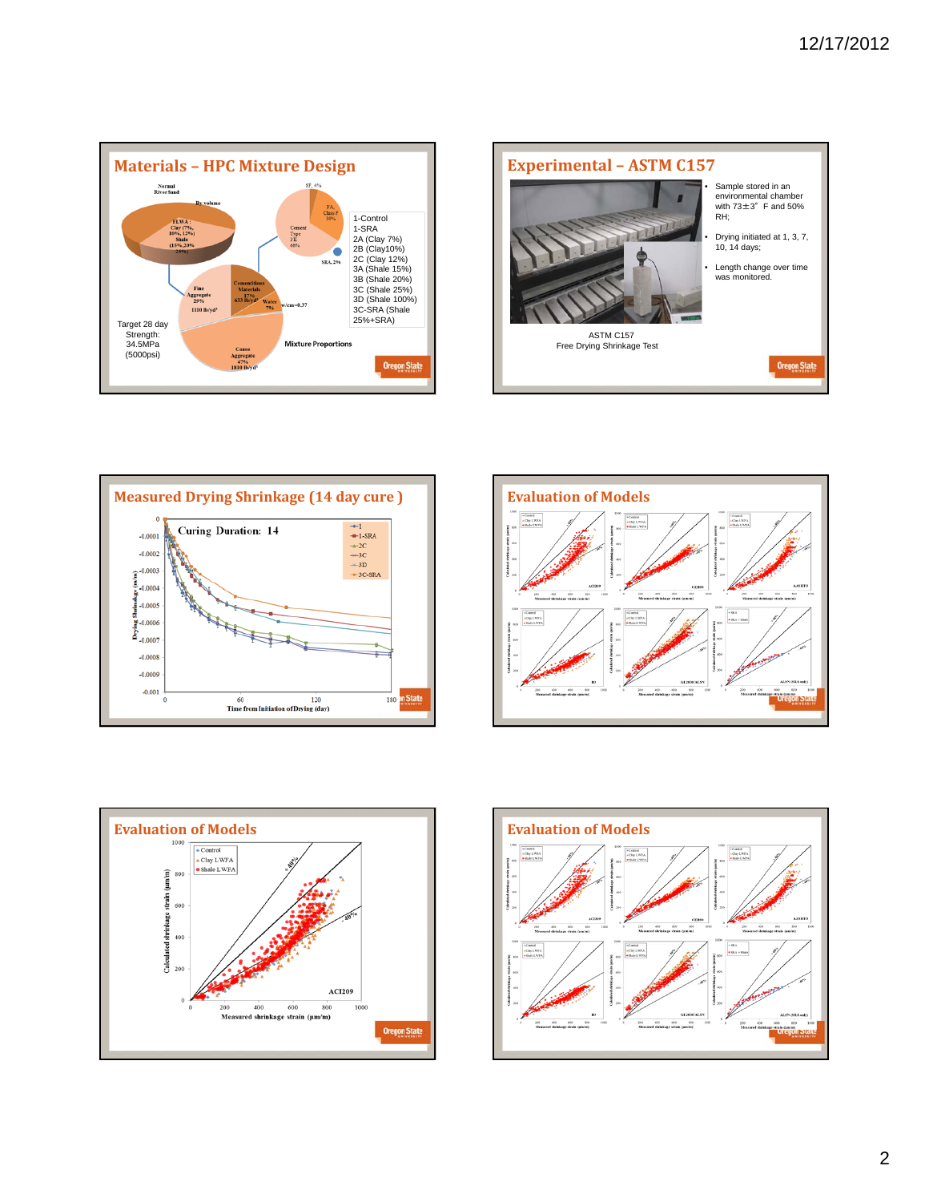## Materials – HPC Mixture Design

By volume

Normal River Sand

FLWA: Clay (7%, 10%, 12%) Shale (15%, 20% 25%)

Fine Aggregate 29% 1110 lb/yd³

Cementitious Materials 17% 633 lb/yd³

Water 7%

w/cm=0.37

Coarse Aggregate 47% 1810 lb/yd³

Cement Type I/II 66%

FA, Class F 30%

SF, 4%

SRA, 2%

Mixture Proportions

- 1-Control
- 1-SRA
- 2A (Clay 7%)
- 2B (Clay10%)
- 2C (Clay 12%)
- 3A (Shale 15%)
- 3B (Shale 20%)
- 3C (Shale 25%)
- 3D (Shale 100%)
- 3C-SRA (Shale 25%+SRA)

Target 28 day Strength: 34.5MPa (5000psi)

## Experimental – ASTM C157

- Sample stored in an environmental chamber with 73±3° F and 50% RH;
- Drying initiated at 1, 3, 7, 10, 14 days;
- Length change over time was monitored.

ASTM C157
Free Drying Shrinkage Test

## Measured Drying Shrinkage (14 day cure )

Curing Duration: 14

## Evaluation of Models

## Evaluation of Models

## Evaluation of Models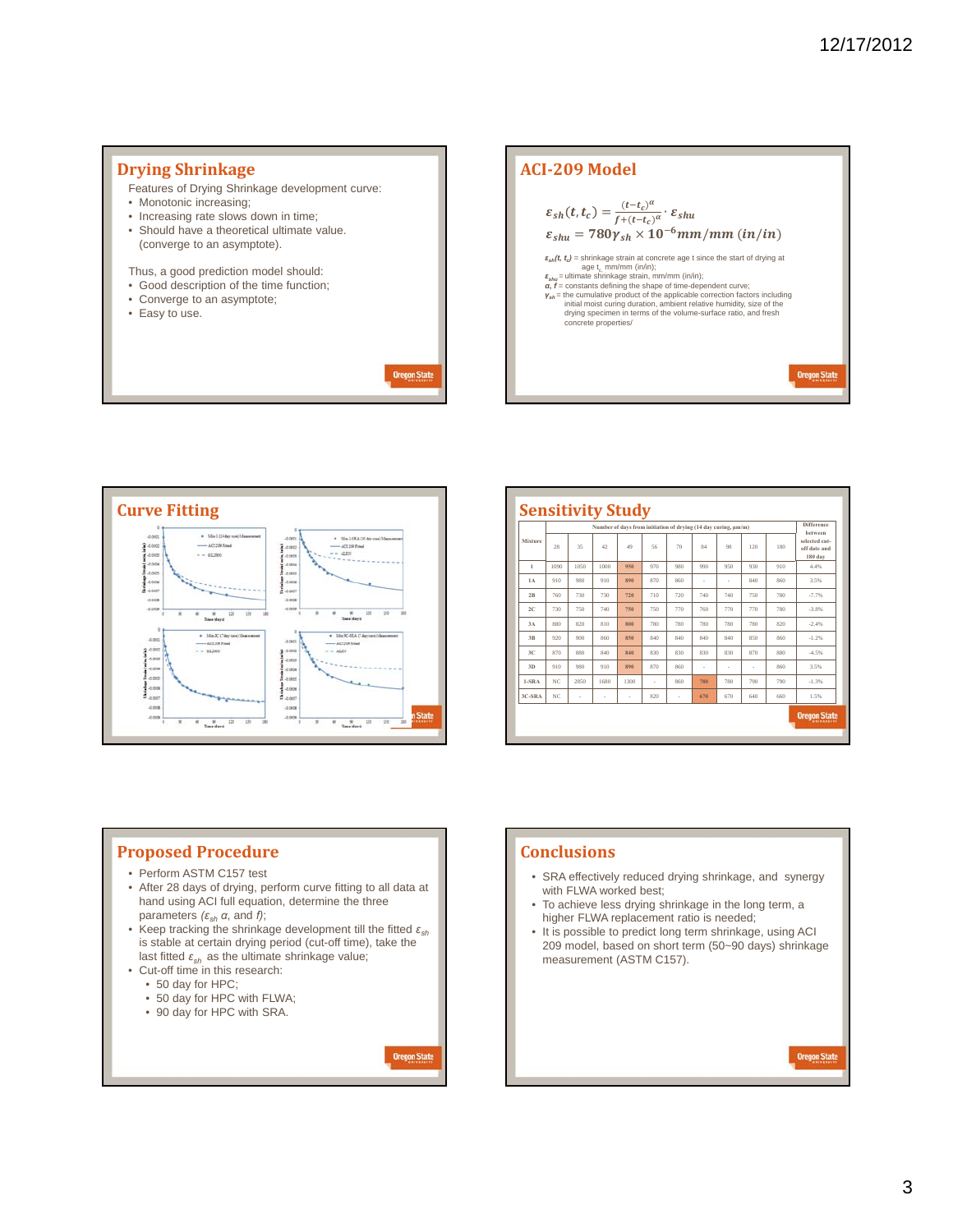## Drying Shrinkage

Features of Drying Shrinkage development curve:

- Monotonic increasing;
- Increasing rate slows down in time;
- Should have a theoretical ultimate value. (converge to an asymptote).

Thus, a good prediction model should:

- Good description of the time function;
- Converge to an asymptote;
- Easy to use.

## ACI-209 Model

$$\varepsilon_{sh}(t, t_c) = \frac{(t-t_c)^\alpha}{f+(t-t_c)^\alpha} \cdot \varepsilon_{shu}$$

$$\varepsilon_{shu} = 780\gamma_{sh} \times 10^{-6} mm/mm\ (in/in)$$

$\varepsilon_{sh}(t, t_c)$ = shrinkage strain at concrete age t since the start of drying at age $t_c$, mm/mm (in/in);
$\varepsilon_{shu}$ = ultimate shrinkage strain, mm/mm (in/in);
$\alpha$, $f$ = constants defining the shape of time-dependent curve;
$\gamma_{sh}$ = the cumulative product of the applicable correction factors including initial moist curing duration, ambient relative humidity, size of the drying specimen in terms of the volume-surface ratio, and fresh concrete properties/

## Curve Fitting

## Sensitivity Study

| Mixture | Number of days from initiation of drying (14 day curing, µm/m) | | | | | | | | | | Difference between selected cut-off date and 180 day |
|---|---|---|---|---|---|---|---|---|---|---|---|
| | 28 | 35 | 42 | 49 | 56 | 70 | 84 | 98 | 120 | 180 | |
| 1 | 1090 | 1050 | 1000 | 950 | 970 | 980 | 990 | 950 | 930 | 910 | 4.4% |
| 1A | 910 | 980 | 910 | 890 | 870 | 860 | - | - | 840 | 860 | 3.5% |
| 2B | 760 | 730 | 730 | 720 | 710 | 720 | 740 | 740 | 750 | 780 | -7.7% |
| 2C | 730 | 750 | 740 | 750 | 750 | 770 | 760 | 770 | 770 | 780 | -3.8% |
| 3A | 880 | 820 | 810 | 800 | 780 | 780 | 780 | 780 | 780 | 820 | -2.4% |
| 3B | 920 | 900 | 860 | 850 | 840 | 840 | 840 | 840 | 850 | 860 | -1.2% |
| 3C | 870 | 880 | 840 | 840 | 830 | 830 | 830 | 830 | 870 | 880 | -4.5% |
| 3D | 910 | 980 | 910 | 890 | 870 | 860 | - | - | - | 860 | 3.5% |
| 1-SRA | NC | 2850 | 1680 | 1300 | - | 860 | 780 | 780 | 790 | 790 | -1.3% |
| 3C-SRA | NC | - | - | - | 820 | - | 670 | 670 | 640 | 660 | 1.5% |

## Proposed Procedure

- Perform ASTM C157 test
- After 28 days of drying, perform curve fitting to all data at hand using ACI full equation, determine the three parameters ($\varepsilon_{sh}$ $\alpha$, and $f$);
- Keep tracking the shrinkage development till the fitted $\varepsilon_{sh}$ is stable at certain drying period (cut-off time), take the last fitted $\varepsilon_{sh}$ as the ultimate shrinkage value;
- Cut-off time in this research:
  - 50 day for HPC;
  - 50 day for HPC with FLWA;
  - 90 day for HPC with SRA.

## Conclusions

- SRA effectively reduced drying shrinkage, and synergy with FLWA worked best;
- To achieve less drying shrinkage in the long term, a higher FLWA replacement ratio is needed;
- It is possible to predict long term shrinkage, using ACI 209 model, based on short term (50~90 days) shrinkage measurement (ASTM C157).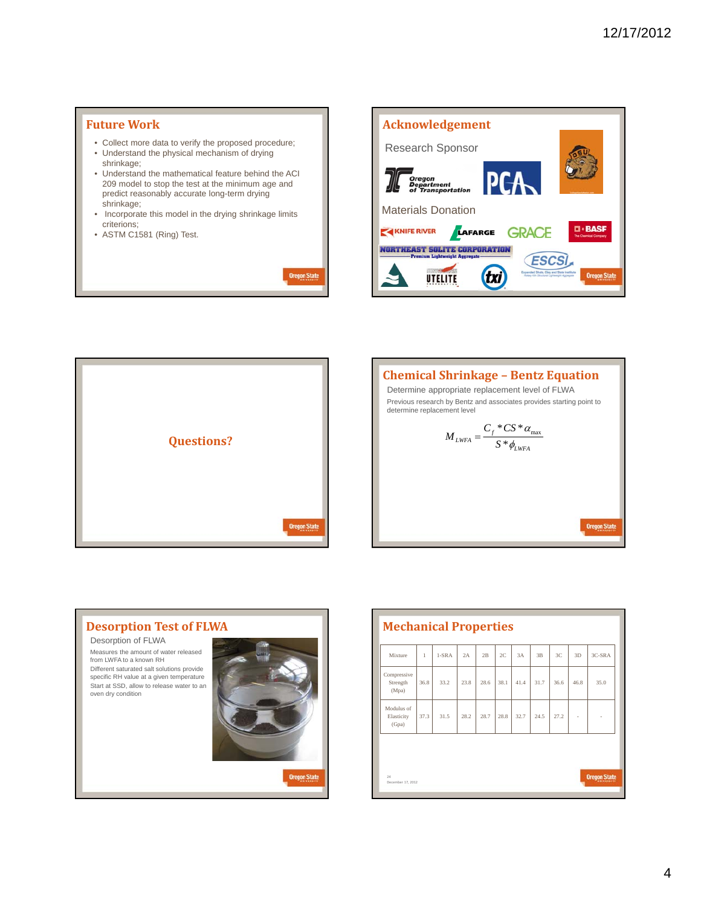## Future Work

- Collect more data to verify the proposed procedure;
- Understand the physical mechanism of drying shrinkage;
- Understand the mathematical feature behind the ACI 209 model to stop the test at the minimum age and predict reasonably accurate long-term drying shrinkage;
- Incorporate this model in the drying shrinkage limits criterions;
- ASTM C1581 (Ring) Test.

## Acknowledgement

Research Sponsor

Oregon Department of Transportation

PCA

Materials Donation

KNIFE RIVER, LAFARGE, GRACE, BASF The Chemical Company

NORTHEAST SOLITE CORPORATION — Premium Lightweight Aggregate

UTELITE, txi, ESCSI — Expanded Shale, Clay and Slate Institute

## Questions?

## Chemical Shrinkage – Bentz Equation

Determine appropriate replacement level of FLWA

Previous research by Bentz and associates provides starting point to determine replacement level

$$M_{LWFA} = \frac{C_f * CS * \alpha_{max}}{S * \phi_{LWFA}}$$

## Desorption Test of FLWA

Desorption of FLWA

Measures the amount of water released from LWFA to a known RH

Different saturated salt solutions provide specific RH value at a given temperature

Start at SSD, allow to release water to an oven dry condition

## Mechanical Properties

| Mixture | 1 | 1-SRA | 2A | 2B | 2C | 3A | 3B | 3C | 3D | 3C-SRA |
|---|---|---|---|---|---|---|---|---|---|---|
| Compressive Strength (Mpa) | 36.8 | 33.2 | 23.8 | 28.6 | 38.1 | 41.4 | 31.7 | 36.6 | 46.8 | 35.0 |
| Modulus of Elasticity (Gpa) | 37.3 | 31.5 | 28.2 | 28.7 | 28.8 | 32.7 | 24.5 | 27.2 | - | - |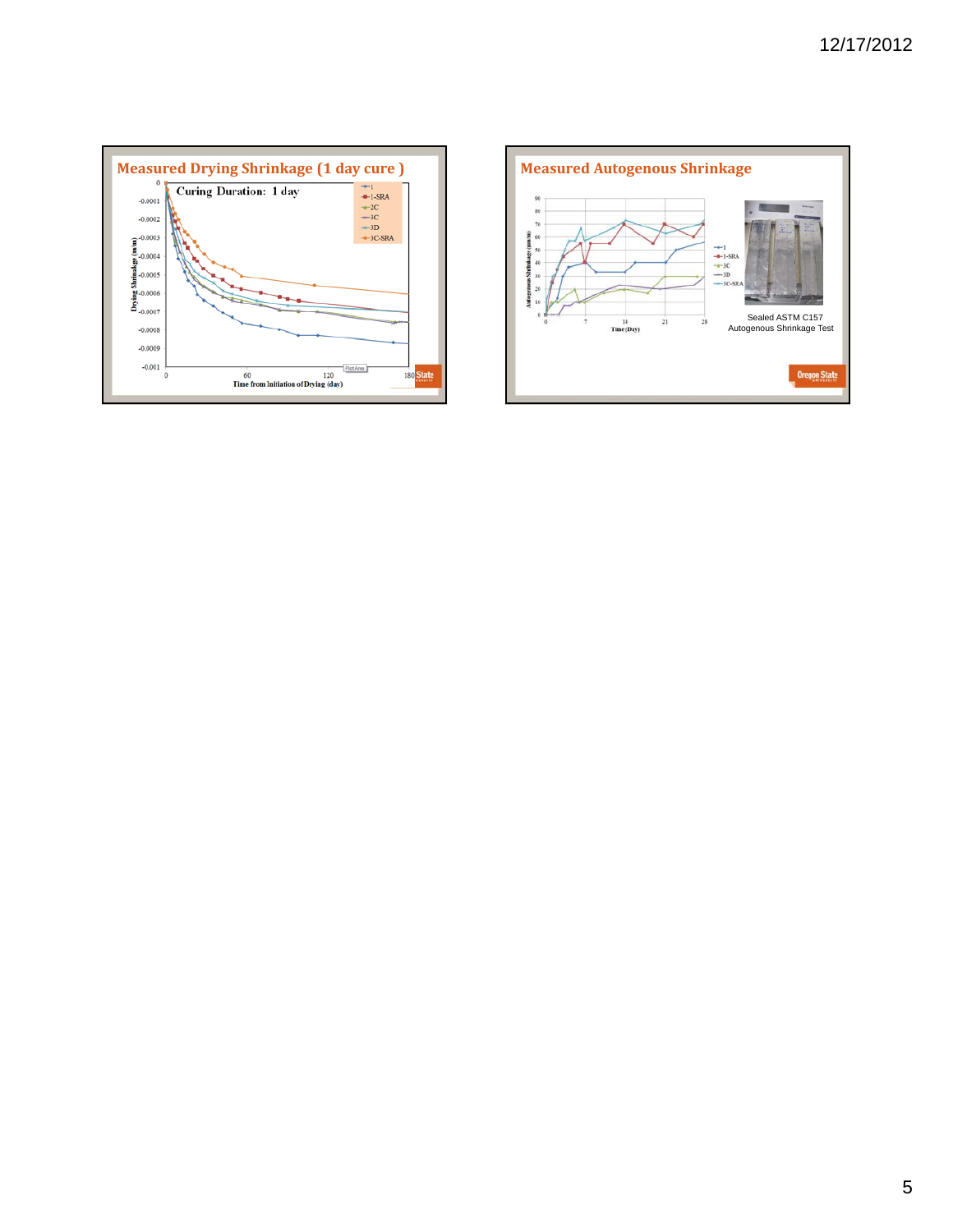## Measured Drying Shrinkage (1 day cure )

Curing Duration: 1 day

1
1-SRA
2C
3C
3D
3C-SRA

Drying Shrinkage (m/m)

0
-0.0001
-0.0002
-0.0003
-0.0004
-0.0005
-0.0006
-0.0007
-0.0008
-0.0009
-0.001

0
60
120
180

Time from Initiation of Drying (day)

## Measured Autogenous Shrinkage

Autogenous Shrinkage (um/m)

90
80
70
60
50
40
30
20
10
0

0
7
14
21
28

Time (Day)

1
1-SRA
3C
3D
3C-SRA

Sealed ASTM C157 Autogenous Shrinkage Test